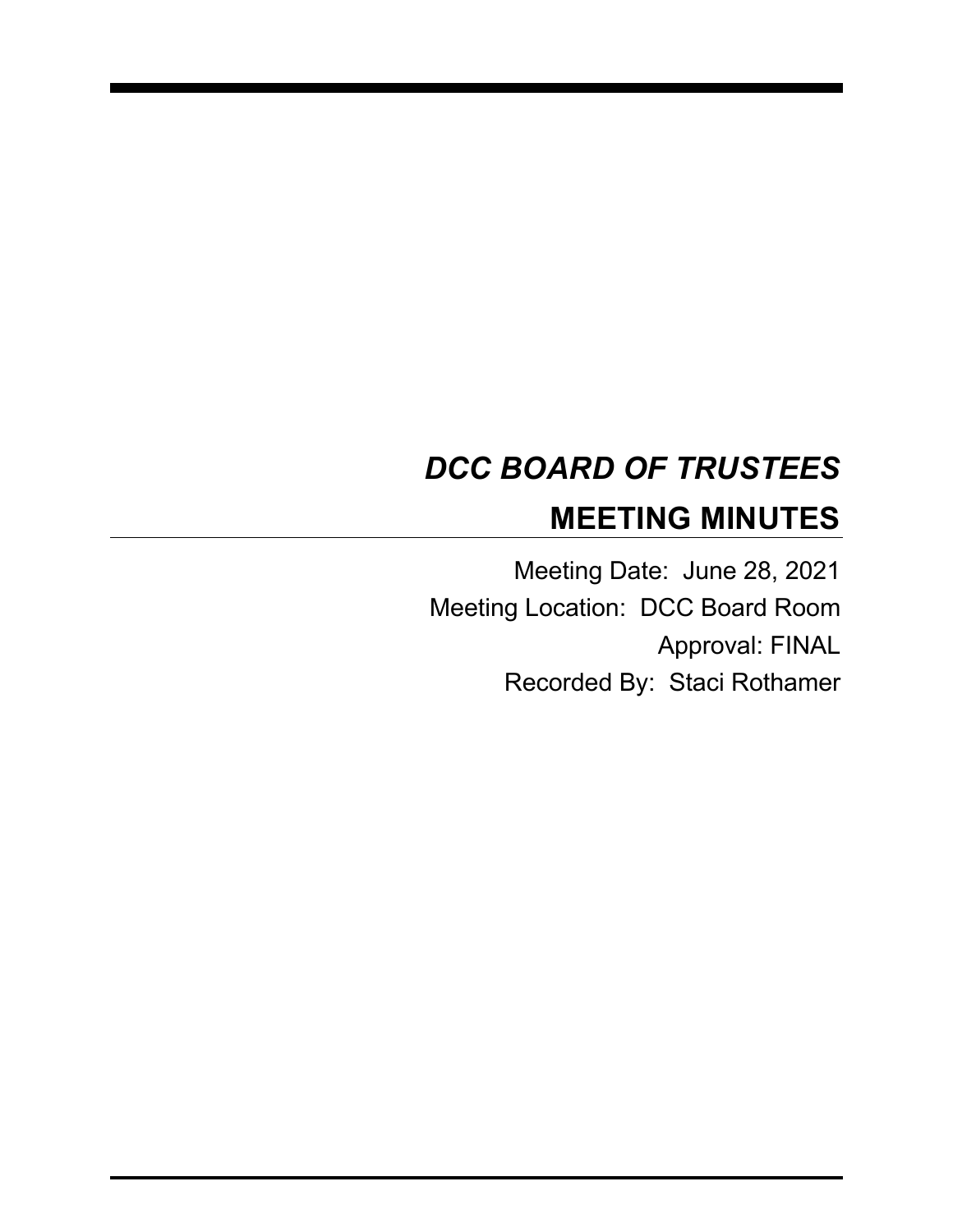# *DCC BOARD OF TRUSTEES*

## MEETING MINUTES

Meeting Date: June 28, 2021

Meeting Location: DCC Board Room

Approval: FINAL

Recorded By: Staci Rothamer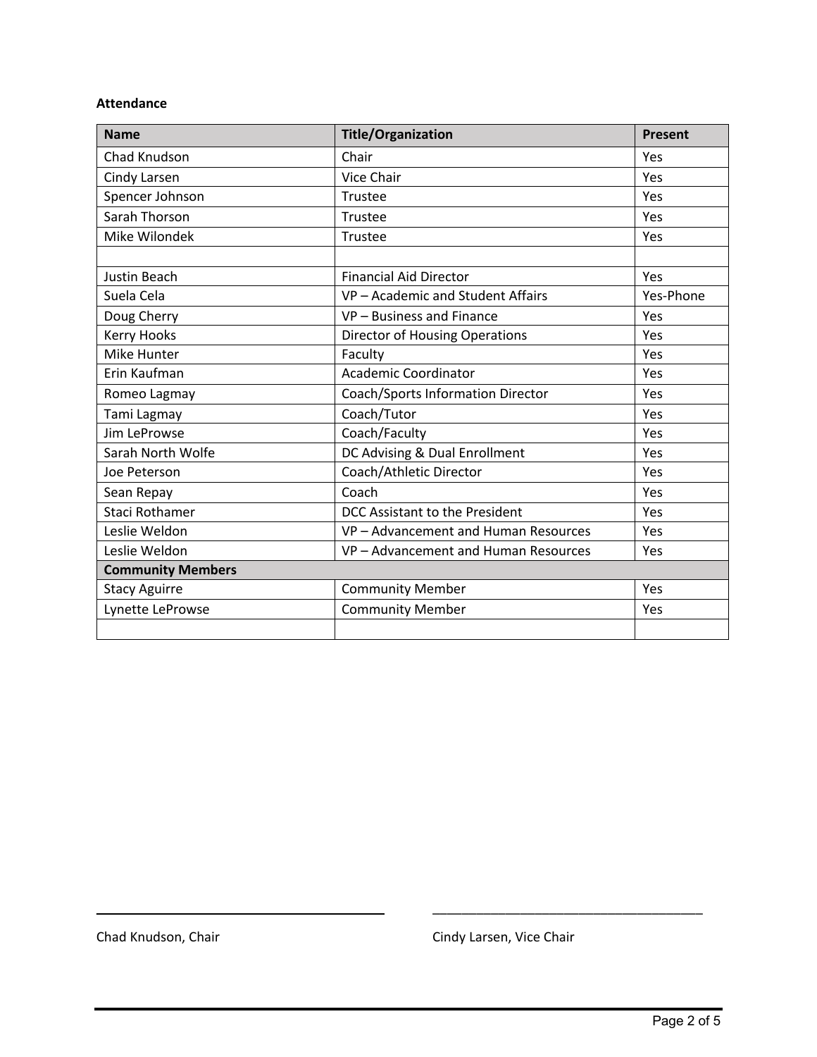**Attendance**

| Name | Title/Organization | Present |
|---|---|---|
| Chad Knudson | Chair | Yes |
| Cindy Larsen | Vice Chair | Yes |
| Spencer Johnson | Trustee | Yes |
| Sarah Thorson | Trustee | Yes |
| Mike Wilondek | Trustee | Yes |
| | | |
| Justin Beach | Financial Aid Director | Yes |
| Suela Cela | VP – Academic and Student Affairs | Yes-Phone |
| Doug Cherry | VP – Business and Finance | Yes |
| Kerry Hooks | Director of Housing Operations | Yes |
| Mike Hunter | Faculty | Yes |
| Erin Kaufman | Academic Coordinator | Yes |
| Romeo Lagmay | Coach/Sports Information Director | Yes |
| Tami Lagmay | Coach/Tutor | Yes |
| Jim LeProwse | Coach/Faculty | Yes |
| Sarah North Wolfe | DC Advising & Dual Enrollment | Yes |
| Joe Peterson | Coach/Athletic Director | Yes |
| Sean Repay | Coach | Yes |
| Staci Rothamer | DCC Assistant to the President | Yes |
| Leslie Weldon | VP – Advancement and Human Resources | Yes |
| Leslie Weldon | VP – Advancement and Human Resources | Yes |
| **Community Members** | | |
| Stacy Aguirre | Community Member | Yes |
| Lynette LeProwse | Community Member | Yes |
| | | |

\_\_\_\_\_\_\_\_\_\_\_\_\_\_\_\_\_\_\_\_\_\_\_\_\_\_\_\_\_\_\_\_\_\_\_\_\_\_
Chad Knudson, Chair

\_\_\_\_\_\_\_\_\_\_\_\_\_\_\_\_\_\_\_\_\_\_\_\_\_\_\_\_\_\_\_\_\_\_\_\_\_\_
Cindy Larsen, Vice Chair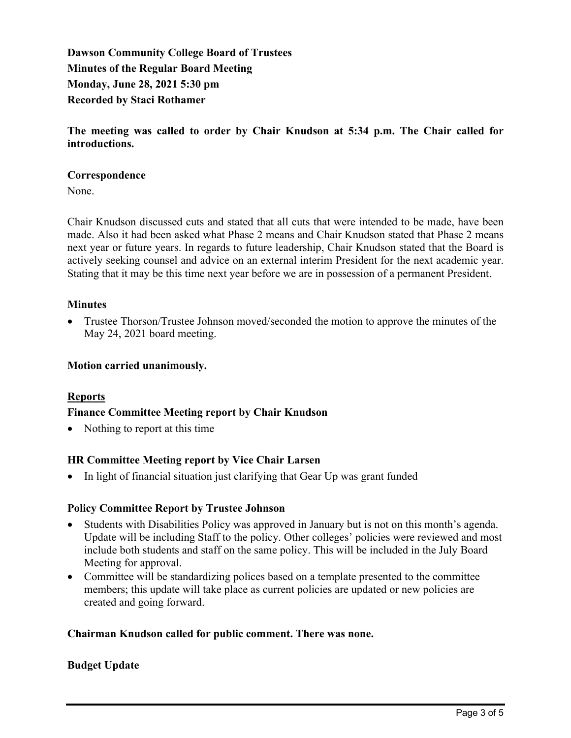**Dawson Community College Board of Trustees**
**Minutes of the Regular Board Meeting**
**Monday, June 28, 2021 5:30 pm**
**Recorded by Staci Rothamer**

**The meeting was called to order by Chair Knudson at 5:34 p.m. The Chair called for introductions.**

### Correspondence

None.

Chair Knudson discussed cuts and stated that all cuts that were intended to be made, have been made. Also it had been asked what Phase 2 means and Chair Knudson stated that Phase 2 means next year or future years. In regards to future leadership, Chair Knudson stated that the Board is actively seeking counsel and advice on an external interim President for the next academic year. Stating that it may be this time next year before we are in possession of a permanent President.

### Minutes

- Trustee Thorson/Trustee Johnson moved/seconded the motion to approve the minutes of the May 24, 2021 board meeting.

**Motion carried unanimously.**

## Reports

### Finance Committee Meeting report by Chair Knudson

- Nothing to report at this time

### HR Committee Meeting report by Vice Chair Larsen

- In light of financial situation just clarifying that Gear Up was grant funded

### Policy Committee Report by Trustee Johnson

- Students with Disabilities Policy was approved in January but is not on this month's agenda. Update will be including Staff to the policy. Other colleges' policies were reviewed and most include both students and staff on the same policy. This will be included in the July Board Meeting for approval.
- Committee will be standardizing polices based on a template presented to the committee members; this update will take place as current policies are updated or new policies are created and going forward.

**Chairman Knudson called for public comment. There was none.**

### Budget Update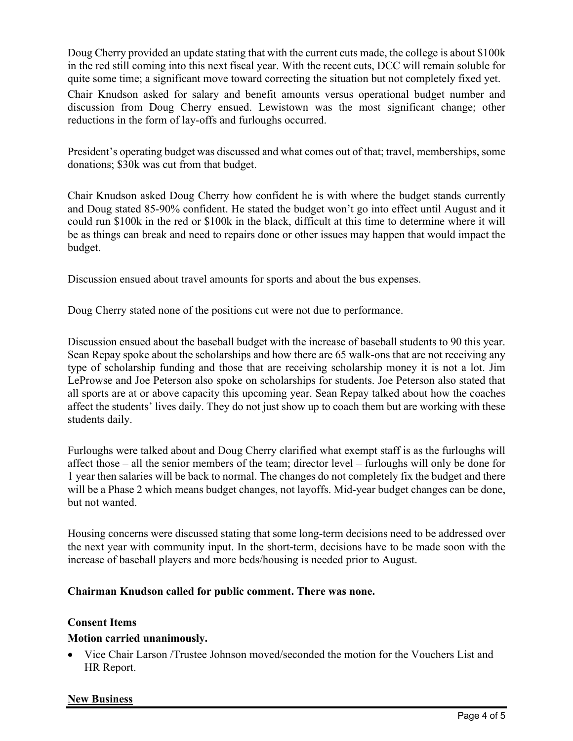Doug Cherry provided an update stating that with the current cuts made, the college is about $100k in the red still coming into this next fiscal year. With the recent cuts, DCC will remain soluble for quite some time; a significant move toward correcting the situation but not completely fixed yet.

Chair Knudson asked for salary and benefit amounts versus operational budget number and discussion from Doug Cherry ensued. Lewistown was the most significant change; other reductions in the form of lay-offs and furloughs occurred.

President's operating budget was discussed and what comes out of that; travel, memberships, some donations; $30k was cut from that budget.

Chair Knudson asked Doug Cherry how confident he is with where the budget stands currently and Doug stated 85-90% confident. He stated the budget won't go into effect until August and it could run $100k in the red or $100k in the black, difficult at this time to determine where it will be as things can break and need to repairs done or other issues may happen that would impact the budget.

Discussion ensued about travel amounts for sports and about the bus expenses.

Doug Cherry stated none of the positions cut were not due to performance.

Discussion ensued about the baseball budget with the increase of baseball students to 90 this year. Sean Repay spoke about the scholarships and how there are 65 walk-ons that are not receiving any type of scholarship funding and those that are receiving scholarship money it is not a lot. Jim LeProwse and Joe Peterson also spoke on scholarships for students. Joe Peterson also stated that all sports are at or above capacity this upcoming year. Sean Repay talked about how the coaches affect the students' lives daily. They do not just show up to coach them but are working with these students daily.

Furloughs were talked about and Doug Cherry clarified what exempt staff is as the furloughs will affect those – all the senior members of the team; director level – furloughs will only be done for 1 year then salaries will be back to normal. The changes do not completely fix the budget and there will be a Phase 2 which means budget changes, not layoffs. Mid-year budget changes can be done, but not wanted.

Housing concerns were discussed stating that some long-term decisions need to be addressed over the next year with community input. In the short-term, decisions have to be made soon with the increase of baseball players and more beds/housing is needed prior to August.

**Chairman Knudson called for public comment. There was none.**

**Consent Items**

**Motion carried unanimously.**

- Vice Chair Larson /Trustee Johnson moved/seconded the motion for the Vouchers List and HR Report.

**New Business**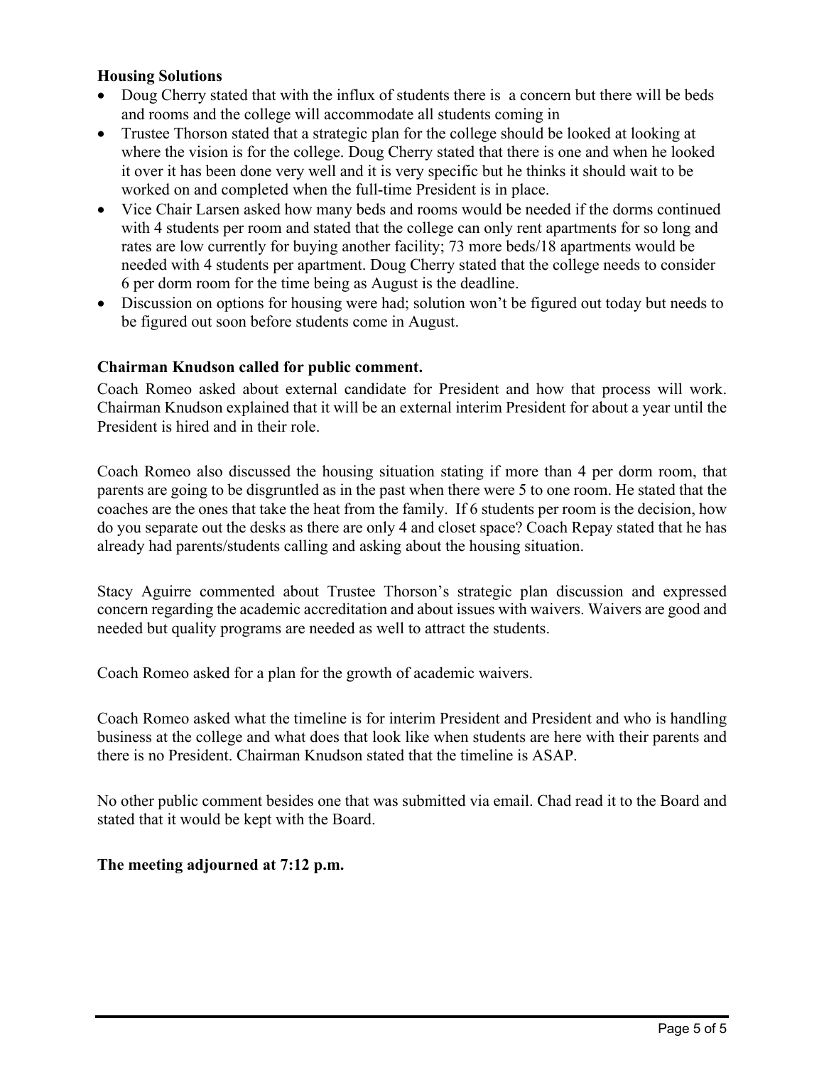**Housing Solutions**

- Doug Cherry stated that with the influx of students there is a concern but there will be beds and rooms and the college will accommodate all students coming in
- Trustee Thorson stated that a strategic plan for the college should be looked at looking at where the vision is for the college. Doug Cherry stated that there is one and when he looked it over it has been done very well and it is very specific but he thinks it should wait to be worked on and completed when the full-time President is in place.
- Vice Chair Larsen asked how many beds and rooms would be needed if the dorms continued with 4 students per room and stated that the college can only rent apartments for so long and rates are low currently for buying another facility; 73 more beds/18 apartments would be needed with 4 students per apartment. Doug Cherry stated that the college needs to consider 6 per dorm room for the time being as August is the deadline.
- Discussion on options for housing were had; solution won't be figured out today but needs to be figured out soon before students come in August.

**Chairman Knudson called for public comment.**

Coach Romeo asked about external candidate for President and how that process will work. Chairman Knudson explained that it will be an external interim President for about a year until the President is hired and in their role.

Coach Romeo also discussed the housing situation stating if more than 4 per dorm room, that parents are going to be disgruntled as in the past when there were 5 to one room. He stated that the coaches are the ones that take the heat from the family. If 6 students per room is the decision, how do you separate out the desks as there are only 4 and closet space? Coach Repay stated that he has already had parents/students calling and asking about the housing situation.

Stacy Aguirre commented about Trustee Thorson's strategic plan discussion and expressed concern regarding the academic accreditation and about issues with waivers. Waivers are good and needed but quality programs are needed as well to attract the students.

Coach Romeo asked for a plan for the growth of academic waivers.

Coach Romeo asked what the timeline is for interim President and President and who is handling business at the college and what does that look like when students are here with their parents and there is no President. Chairman Knudson stated that the timeline is ASAP.

No other public comment besides one that was submitted via email. Chad read it to the Board and stated that it would be kept with the Board.

**The meeting adjourned at 7:12 p.m.**